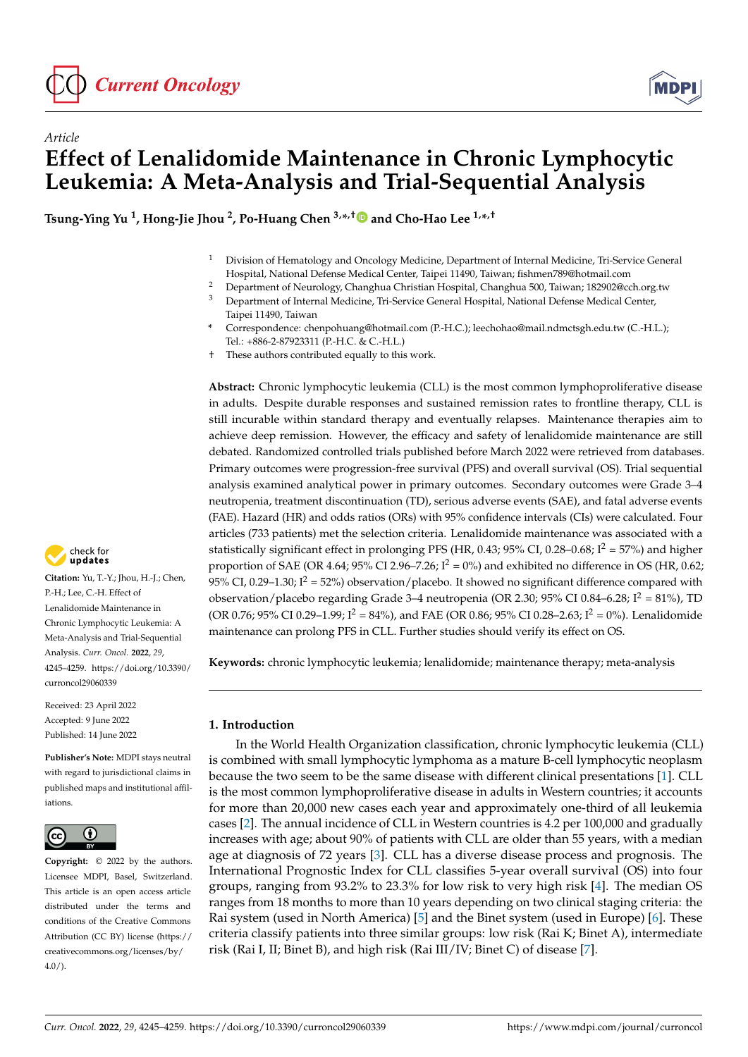*Article*

# Effect of Lenalidomide Maintenance in Chronic Lymphocytic Leukemia: A Meta-Analysis and Trial-Sequential Analysis

**Tsung-Ying Yu [1], Hong-Jie Jhou [2], Po-Huang Chen [3,*,†] and Cho-Hao Lee [1,*,†]**

[1] Division of Hematology and Oncology Medicine, Department of Internal Medicine, Tri-Service General Hospital, National Defense Medical Center, Taipei 11490, Taiwan; fishmen789@hotmail.com

[2] Department of Neurology, Changhua Christian Hospital, Changhua 500, Taiwan; 182902@cch.org.tw

[3] Department of Internal Medicine, Tri-Service General Hospital, National Defense Medical Center, Taipei 11490, Taiwan

\* Correspondence: chenpohuang@hotmail.com (P.-H.C.); leechohao@mail.ndmctsgh.edu.tw (C.-H.L.); Tel.: +886-2-87923311 (P.-H.C. & C.-H.L.)

† These authors contributed equally to this work.

**Abstract:** Chronic lymphocytic leukemia (CLL) is the most common lymphoproliferative disease in adults. Despite durable responses and sustained remission rates to frontline therapy, CLL is still incurable within standard therapy and eventually relapses. Maintenance therapies aim to achieve deep remission. However, the efficacy and safety of lenalidomide maintenance are still debated. Randomized controlled trials published before March 2022 were retrieved from databases. Primary outcomes were progression-free survival (PFS) and overall survival (OS). Trial sequential analysis examined analytical power in primary outcomes. Secondary outcomes were Grade 3–4 neutropenia, treatment discontinuation (TD), serious adverse events (SAE), and fatal adverse events (FAE). Hazard (HR) and odds ratios (ORs) with 95% confidence intervals (CIs) were calculated. Four articles (733 patients) met the selection criteria. Lenalidomide maintenance was associated with a statistically significant effect in prolonging PFS (HR, 0.43; 95% CI, 0.28–0.68; $I^2$ = 57%) and higher proportion of SAE (OR 4.64; 95% CI 2.96–7.26; $I^2$ = 0%) and exhibited no difference in OS (HR, 0.62; 95% CI, 0.29–1.30; $I^2$ = 52%) observation/placebo. It showed no significant difference compared with observation/placebo regarding Grade 3–4 neutropenia (OR 2.30; 95% CI 0.84–6.28; $I^2$ = 81%), TD (OR 0.76; 95% CI 0.29–1.99; $I^2$ = 84%), and FAE (OR 0.86; 95% CI 0.28–2.63; $I^2$ = 0%). Lenalidomide maintenance can prolong PFS in CLL. Further studies should verify its effect on OS.

**Keywords:** chronic lymphocytic leukemia; lenalidomide; maintenance therapy; meta-analysis

**Citation:** Yu, T.-Y.; Jhou, H.-J.; Chen, P.-H.; Lee, C.-H. Effect of Lenalidomide Maintenance in Chronic Lymphocytic Leukemia: A Meta-Analysis and Trial-Sequential Analysis. *Curr. Oncol.* **2022**, *29*, 4245–4259. https://doi.org/10.3390/curroncol29060339

Received: 23 April 2022
Accepted: 9 June 2022
Published: 14 June 2022

**Publisher's Note:** MDPI stays neutral with regard to jurisdictional claims in published maps and institutional affiliations.

**Copyright:** © 2022 by the authors. Licensee MDPI, Basel, Switzerland. This article is an open access article distributed under the terms and conditions of the Creative Commons Attribution (CC BY) license (https://creativecommons.org/licenses/by/4.0/).

## 1. Introduction

In the World Health Organization classification, chronic lymphocytic leukemia (CLL) is combined with small lymphocytic lymphoma as a mature B-cell lymphocytic neoplasm because the two seem to be the same disease with different clinical presentations [1]. CLL is the most common lymphoproliferative disease in adults in Western countries; it accounts for more than 20,000 new cases each year and approximately one-third of all leukemia cases [2]. The annual incidence of CLL in Western countries is 4.2 per 100,000 and gradually increases with age; about 90% of patients with CLL are older than 55 years, with a median age at diagnosis of 72 years [3]. CLL has a diverse disease process and prognosis. The International Prognostic Index for CLL classifies 5-year overall survival (OS) into four groups, ranging from 93.2% to 23.3% for low risk to very high risk [4]. The median OS ranges from 18 months to more than 10 years depending on two clinical staging criteria: the Rai system (used in North America) [5] and the Binet system (used in Europe) [6]. These criteria classify patients into three similar groups: low risk (Rai K; Binet A), intermediate risk (Rai I, II; Binet B), and high risk (Rai III/IV; Binet C) of disease [7].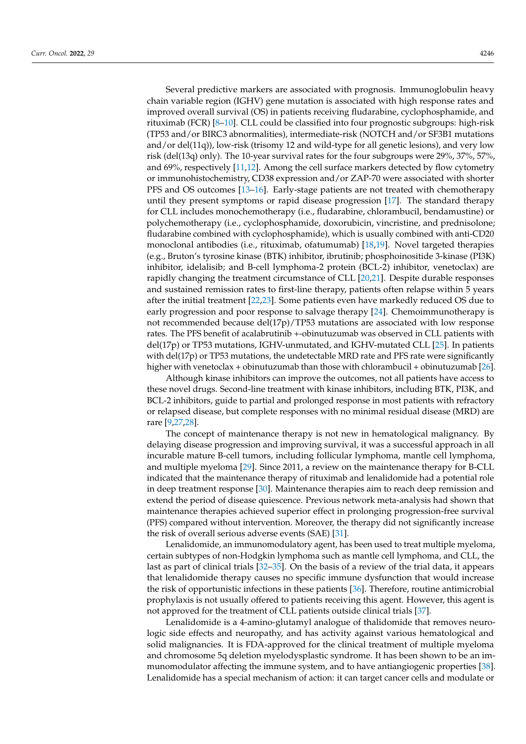Several predictive markers are associated with prognosis. Immunoglobulin heavy chain variable region (IGHV) gene mutation is associated with high response rates and improved overall survival (OS) in patients receiving fludarabine, cyclophosphamide, and rituximab (FCR) [8–10]. CLL could be classified into four prognostic subgroups: high-risk (TP53 and/or BIRC3 abnormalities), intermediate-risk (NOTCH and/or SF3B1 mutations and/or del(11q)), low-risk (trisomy 12 and wild-type for all genetic lesions), and very low risk (del(13q) only). The 10-year survival rates for the four subgroups were 29%, 37%, 57%, and 69%, respectively [11,12]. Among the cell surface markers detected by flow cytometry or immunohistochemistry, CD38 expression and/or ZAP-70 were associated with shorter PFS and OS outcomes [13–16]. Early-stage patients are not treated with chemotherapy until they present symptoms or rapid disease progression [17]. The standard therapy for CLL includes monochemotherapy (i.e., fludarabine, chlorambucil, bendamustine) or polychemotherapy (i.e., cyclophosphamide, doxorubicin, vincristine, and prednisolone; fludarabine combined with cyclophosphamide), which is usually combined with anti-CD20 monoclonal antibodies (i.e., rituximab, ofatumumab) [18,19]. Novel targeted therapies (e.g., Bruton's tyrosine kinase (BTK) inhibitor, ibrutinib; phosphoinositide 3-kinase (PI3K) inhibitor, idelalisib; and B-cell lymphoma-2 protein (BCL-2) inhibitor, venetoclax) are rapidly changing the treatment circumstance of CLL [20,21]. Despite durable responses and sustained remission rates to first-line therapy, patients often relapse within 5 years after the initial treatment [22,23]. Some patients even have markedly reduced OS due to early progression and poor response to salvage therapy [24]. Chemoimmunotherapy is not recommended because del(17p)/TP53 mutations are associated with low response rates. The PFS benefit of acalabrutinib +-obinutuzumab was observed in CLL patients with del(17p) or TP53 mutations, IGHV-unmutated, and IGHV-mutated CLL [25]. In patients with del(17p) or TP53 mutations, the undetectable MRD rate and PFS rate were significantly higher with venetoclax + obinutuzumab than those with chlorambucil + obinutuzumab [26].

Although kinase inhibitors can improve the outcomes, not all patients have access to these novel drugs. Second-line treatment with kinase inhibitors, including BTK, PI3K, and BCL-2 inhibitors, guide to partial and prolonged response in most patients with refractory or relapsed disease, but complete responses with no minimal residual disease (MRD) are rare [9,27,28].

The concept of maintenance therapy is not new in hematological malignancy. By delaying disease progression and improving survival, it was a successful approach in all incurable mature B-cell tumors, including follicular lymphoma, mantle cell lymphoma, and multiple myeloma [29]. Since 2011, a review on the maintenance therapy for B-CLL indicated that the maintenance therapy of rituximab and lenalidomide had a potential role in deep treatment response [30]. Maintenance therapies aim to reach deep remission and extend the period of disease quiescence. Previous network meta-analysis had shown that maintenance therapies achieved superior effect in prolonging progression-free survival (PFS) compared without intervention. Moreover, the therapy did not significantly increase the risk of overall serious adverse events (SAE) [31].

Lenalidomide, an immunomodulatory agent, has been used to treat multiple myeloma, certain subtypes of non-Hodgkin lymphoma such as mantle cell lymphoma, and CLL, the last as part of clinical trials [32–35]. On the basis of a review of the trial data, it appears that lenalidomide therapy causes no specific immune dysfunction that would increase the risk of opportunistic infections in these patients [36]. Therefore, routine antimicrobial prophylaxis is not usually offered to patients receiving this agent. However, this agent is not approved for the treatment of CLL patients outside clinical trials [37].

Lenalidomide is a 4-amino-glutamyl analogue of thalidomide that removes neurologic side effects and neuropathy, and has activity against various hematological and solid malignancies. It is FDA-approved for the clinical treatment of multiple myeloma and chromosome 5q deletion myelodysplastic syndrome. It has been shown to be an immunomodulator affecting the immune system, and to have antiangiogenic properties [38]. Lenalidomide has a special mechanism of action: it can target cancer cells and modulate or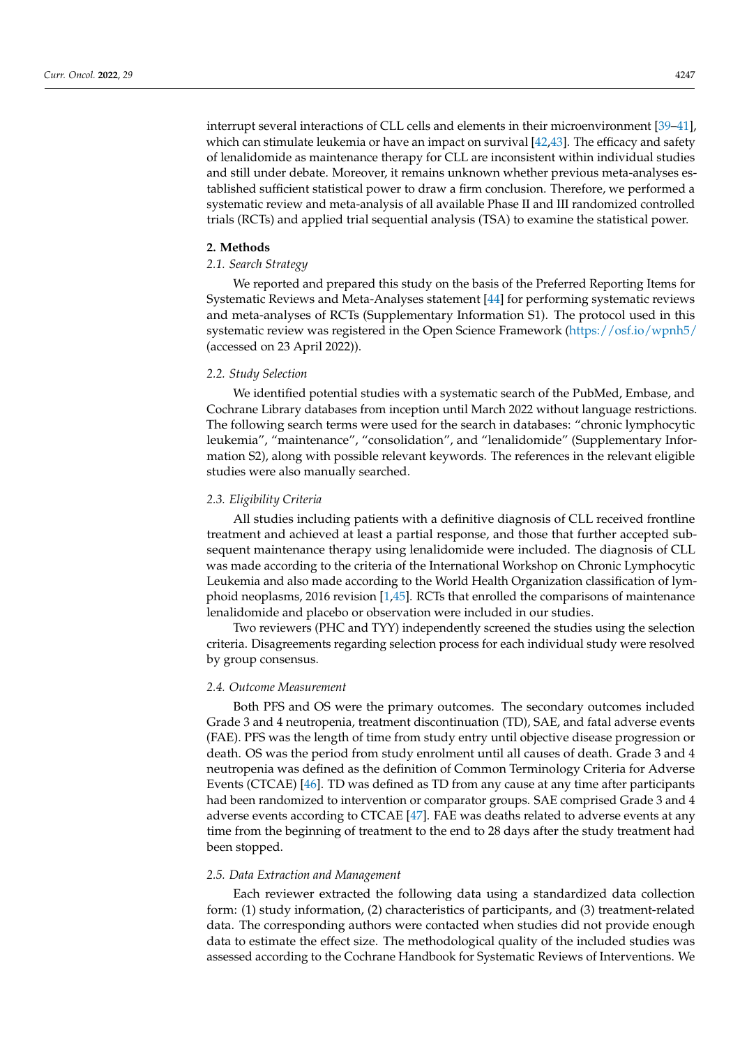interrupt several interactions of CLL cells and elements in their microenvironment [39–41], which can stimulate leukemia or have an impact on survival [42,43]. The efficacy and safety of lenalidomide as maintenance therapy for CLL are inconsistent within individual studies and still under debate. Moreover, it remains unknown whether previous meta-analyses established sufficient statistical power to draw a firm conclusion. Therefore, we performed a systematic review and meta-analysis of all available Phase II and III randomized controlled trials (RCTs) and applied trial sequential analysis (TSA) to examine the statistical power.

## 2. Methods

### 2.1. Search Strategy

We reported and prepared this study on the basis of the Preferred Reporting Items for Systematic Reviews and Meta-Analyses statement [44] for performing systematic reviews and meta-analyses of RCTs (Supplementary Information S1). The protocol used in this systematic review was registered in the Open Science Framework (https://osf.io/wpnh5/ (accessed on 23 April 2022)).

### 2.2. Study Selection

We identified potential studies with a systematic search of the PubMed, Embase, and Cochrane Library databases from inception until March 2022 without language restrictions. The following search terms were used for the search in databases: "chronic lymphocytic leukemia", "maintenance", "consolidation", and "lenalidomide" (Supplementary Information S2), along with possible relevant keywords. The references in the relevant eligible studies were also manually searched.

### 2.3. Eligibility Criteria

All studies including patients with a definitive diagnosis of CLL received frontline treatment and achieved at least a partial response, and those that further accepted subsequent maintenance therapy using lenalidomide were included. The diagnosis of CLL was made according to the criteria of the International Workshop on Chronic Lymphocytic Leukemia and also made according to the World Health Organization classification of lymphoid neoplasms, 2016 revision [1,45]. RCTs that enrolled the comparisons of maintenance lenalidomide and placebo or observation were included in our studies.

Two reviewers (PHC and TYY) independently screened the studies using the selection criteria. Disagreements regarding selection process for each individual study were resolved by group consensus.

### 2.4. Outcome Measurement

Both PFS and OS were the primary outcomes. The secondary outcomes included Grade 3 and 4 neutropenia, treatment discontinuation (TD), SAE, and fatal adverse events (FAE). PFS was the length of time from study entry until objective disease progression or death. OS was the period from study enrolment until all causes of death. Grade 3 and 4 neutropenia was defined as the definition of Common Terminology Criteria for Adverse Events (CTCAE) [46]. TD was defined as TD from any cause at any time after participants had been randomized to intervention or comparator groups. SAE comprised Grade 3 and 4 adverse events according to CTCAE [47]. FAE was deaths related to adverse events at any time from the beginning of treatment to the end to 28 days after the study treatment had been stopped.

### 2.5. Data Extraction and Management

Each reviewer extracted the following data using a standardized data collection form: (1) study information, (2) characteristics of participants, and (3) treatment-related data. The corresponding authors were contacted when studies did not provide enough data to estimate the effect size. The methodological quality of the included studies was assessed according to the Cochrane Handbook for Systematic Reviews of Interventions. We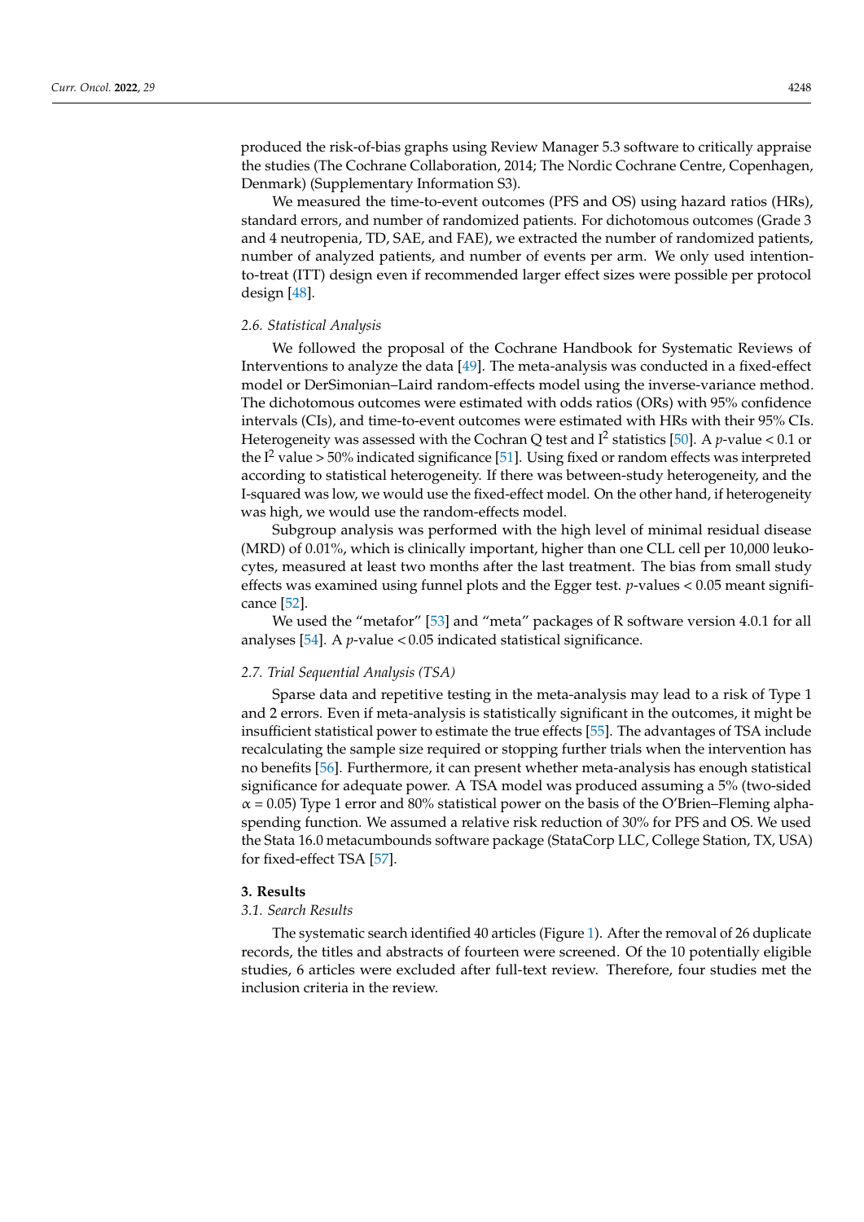produced the risk-of-bias graphs using Review Manager 5.3 software to critically appraise the studies (The Cochrane Collaboration, 2014; The Nordic Cochrane Centre, Copenhagen, Denmark) (Supplementary Information S3).

We measured the time-to-event outcomes (PFS and OS) using hazard ratios (HRs), standard errors, and number of randomized patients. For dichotomous outcomes (Grade 3 and 4 neutropenia, TD, SAE, and FAE), we extracted the number of randomized patients, number of analyzed patients, and number of events per arm. We only used intention-to-treat (ITT) design even if recommended larger effect sizes were possible per protocol design [48].

### 2.6. Statistical Analysis

We followed the proposal of the Cochrane Handbook for Systematic Reviews of Interventions to analyze the data [49]. The meta-analysis was conducted in a fixed-effect model or DerSimonian–Laird random-effects model using the inverse-variance method. The dichotomous outcomes were estimated with odds ratios (ORs) with 95% confidence intervals (CIs), and time-to-event outcomes were estimated with HRs with their 95% CIs. Heterogeneity was assessed with the Cochran Q test and $I^2$ statistics [50]. A $p$-value < 0.1 or the $I^2$ value > 50% indicated significance [51]. Using fixed or random effects was interpreted according to statistical heterogeneity. If there was between-study heterogeneity, and the I-squared was low, we would use the fixed-effect model. On the other hand, if heterogeneity was high, we would use the random-effects model.

Subgroup analysis was performed with the high level of minimal residual disease (MRD) of 0.01%, which is clinically important, higher than one CLL cell per 10,000 leukocytes, measured at least two months after the last treatment. The bias from small study effects was examined using funnel plots and the Egger test. $p$-values < 0.05 meant significance [52].

We used the "metafor" [53] and "meta" packages of R software version 4.0.1 for all analyses [54]. A $p$-value < 0.05 indicated statistical significance.

### 2.7. Trial Sequential Analysis (TSA)

Sparse data and repetitive testing in the meta-analysis may lead to a risk of Type 1 and 2 errors. Even if meta-analysis is statistically significant in the outcomes, it might be insufficient statistical power to estimate the true effects [55]. The advantages of TSA include recalculating the sample size required or stopping further trials when the intervention has no benefits [56]. Furthermore, it can present whether meta-analysis has enough statistical significance for adequate power. A TSA model was produced assuming a 5% (two-sided $\alpha = 0.05$) Type 1 error and 80% statistical power on the basis of the O'Brien–Fleming alpha-spending function. We assumed a relative risk reduction of 30% for PFS and OS. We used the Stata 16.0 metacumbounds software package (StataCorp LLC, College Station, TX, USA) for fixed-effect TSA [57].

## 3. Results

### 3.1. Search Results

The systematic search identified 40 articles (Figure 1). After the removal of 26 duplicate records, the titles and abstracts of fourteen were screened. Of the 10 potentially eligible studies, 6 articles were excluded after full-text review. Therefore, four studies met the inclusion criteria in the review.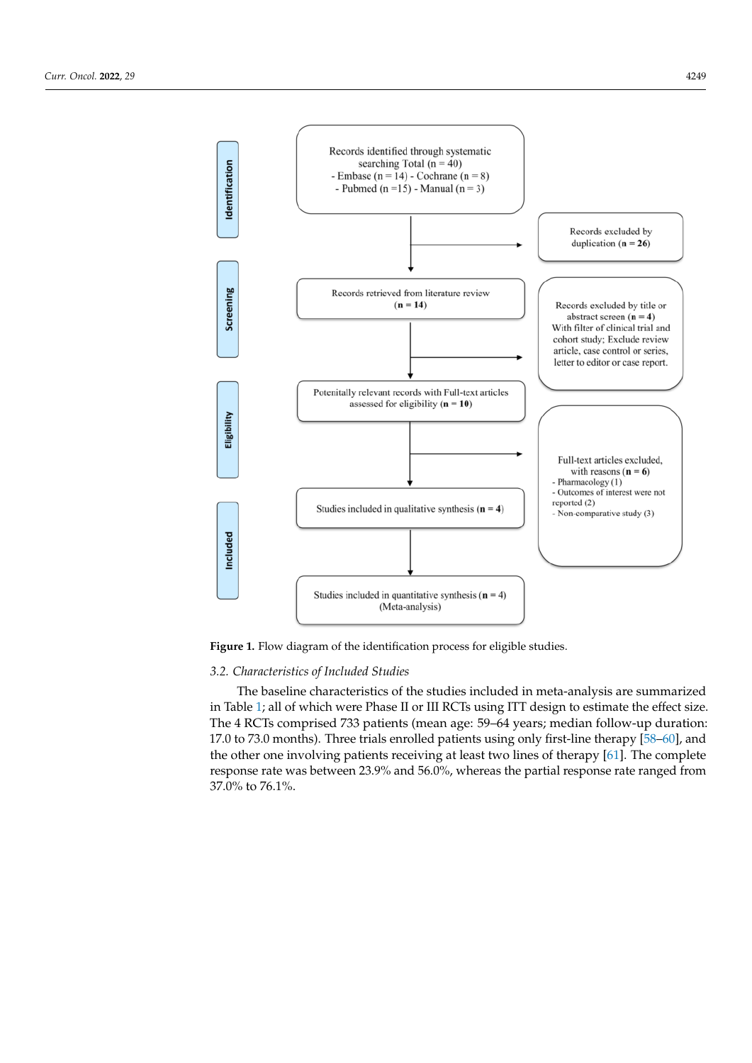Identification

Records identified through systematic searching Total (n = 40)
- Embase (n = 14) - Cochrane (n = 8)
- Pubmed (n =15) - Manual (n = 3)

Records excluded by duplication (**n = 26**)

Screening

Records retrieved from literature review (**n = 14**)

Records excluded by title or abstract screen (**n = 4**)
With filter of clinical trial and cohort study; Exclude review article, case control or series, letter to editor or case report.

Eligibility

Potenitally relevant records with Full-text articles assessed for eligibility (**n = 10**)

Full-text articles excluded, with reasons (**n = 6**)
- Pharmacology (1)
- Outcomes of interest were not reported (2)
- Non-comparative study (3)

Included

Studies included in qualitative synthesis (**n = 4**)

Studies included in quantitative synthesis (**n** = 4) (Meta-analysis)

**Figure 1.** Flow diagram of the identification process for eligible studies.

### *3.2. Characteristics of Included Studies*

The baseline characteristics of the studies included in meta-analysis are summarized in Table 1; all of which were Phase II or III RCTs using ITT design to estimate the effect size. The 4 RCTs comprised 733 patients (mean age: 59–64 years; median follow-up duration: 17.0 to 73.0 months). Three trials enrolled patients using only first-line therapy [58–60], and the other one involving patients receiving at least two lines of therapy [61]. The complete response rate was between 23.9% and 56.0%, whereas the partial response rate ranged from 37.0% to 76.1%.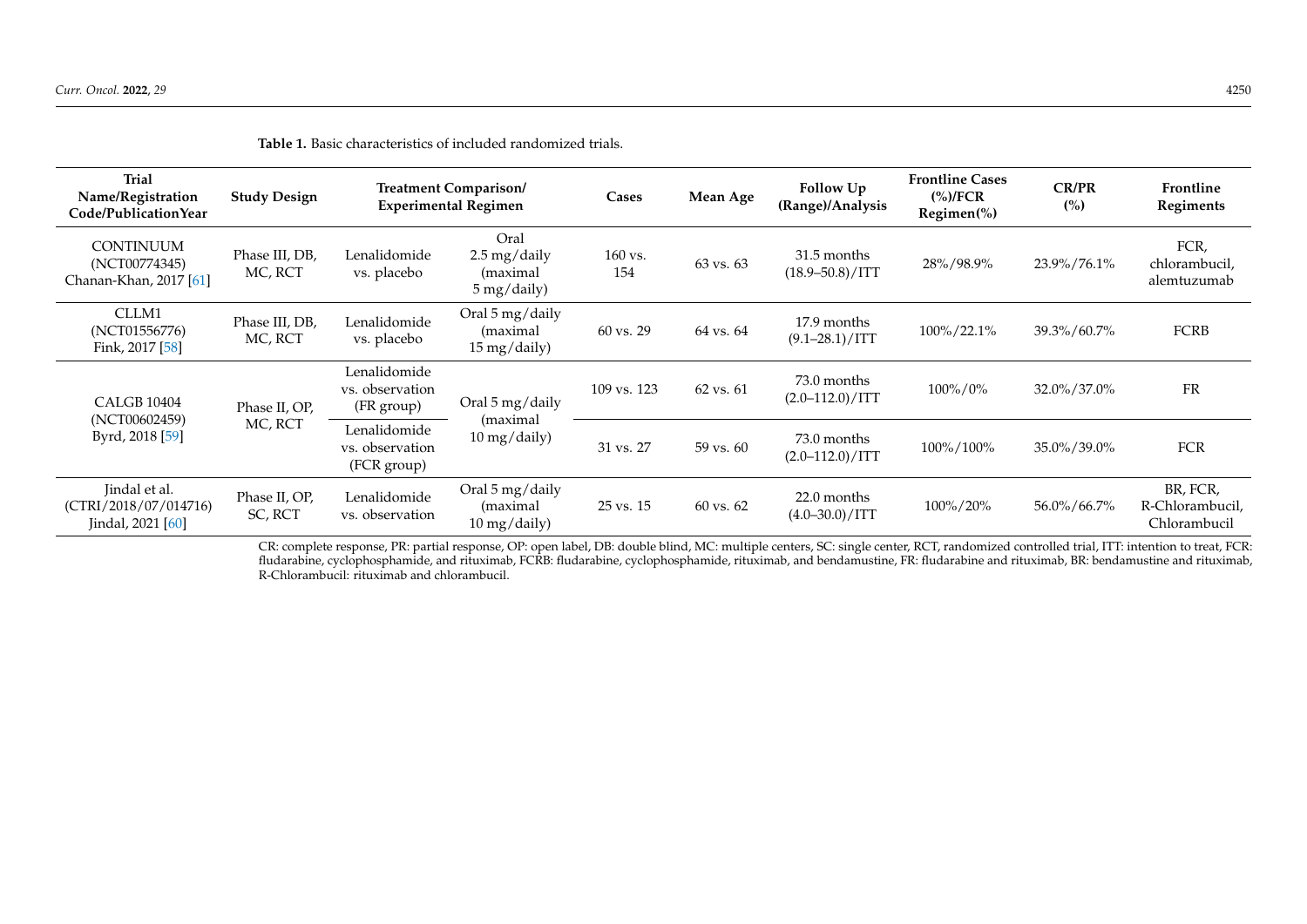**Table 1.** Basic characteristics of included randomized trials.

| Trial Name/Registration Code/PublicationYear | Study Design | Treatment Comparison/ Experimental Regimen | | Cases | Mean Age | Follow Up (Range)/Analysis | Frontline Cases (%)/FCR Regimen(%) | CR/PR (%) | Frontline Regiments |
|---|---|---|---|---|---|---|---|---|---|
| CONTINUUM (NCT00774345) Chanan-Khan, 2017 [61] | Phase III, DB, MC, RCT | Lenalidomide vs. placebo | Oral 2.5 mg/daily (maximal 5 mg/daily) | 160 vs. 154 | 63 vs. 63 | 31.5 months (18.9–50.8)/ITT | 28%/98.9% | 23.9%/76.1% | FCR, chlorambucil, alemtuzumab |
| CLLM1 (NCT01556776) Fink, 2017 [58] | Phase III, DB, MC, RCT | Lenalidomide vs. placebo | Oral 5 mg/daily (maximal 15 mg/daily) | 60 vs. 29 | 64 vs. 64 | 17.9 months (9.1–28.1)/ITT | 100%/22.1% | 39.3%/60.7% | FCRB |
| CALGB 10404 (NCT00602459) Byrd, 2018 [59] | Phase II, OP, MC, RCT | Lenalidomide vs. observation (FR group) | Oral 5 mg/daily (maximal 10 mg/daily) | 109 vs. 123 | 62 vs. 61 | 73.0 months (2.0–112.0)/ITT | 100%/0% | 32.0%/37.0% | FR |
| | | Lenalidomide vs. observation (FCR group) | | 31 vs. 27 | 59 vs. 60 | 73.0 months (2.0–112.0)/ITT | 100%/100% | 35.0%/39.0% | FCR |
| Jindal et al. (CTRI/2018/07/014716) Jindal, 2021 [60] | Phase II, OP, SC, RCT | Lenalidomide vs. observation | Oral 5 mg/daily (maximal 10 mg/daily) | 25 vs. 15 | 60 vs. 62 | 22.0 months (4.0–30.0)/ITT | 100%/20% | 56.0%/66.7% | BR, FCR, R-Chlorambucil, Chlorambucil |

CR: complete response, PR: partial response, OP: open label, DB: double blind, MC: multiple centers, SC: single center, RCT, randomized controlled trial, ITT: intention to treat, FCR: fludarabine, cyclophosphamide, and rituximab, FCRB: fludarabine, cyclophosphamide, rituximab, and bendamustine, FR: fludarabine and rituximab, BR: bendamustine and rituximab, R-Chlorambucil: rituximab and chlorambucil.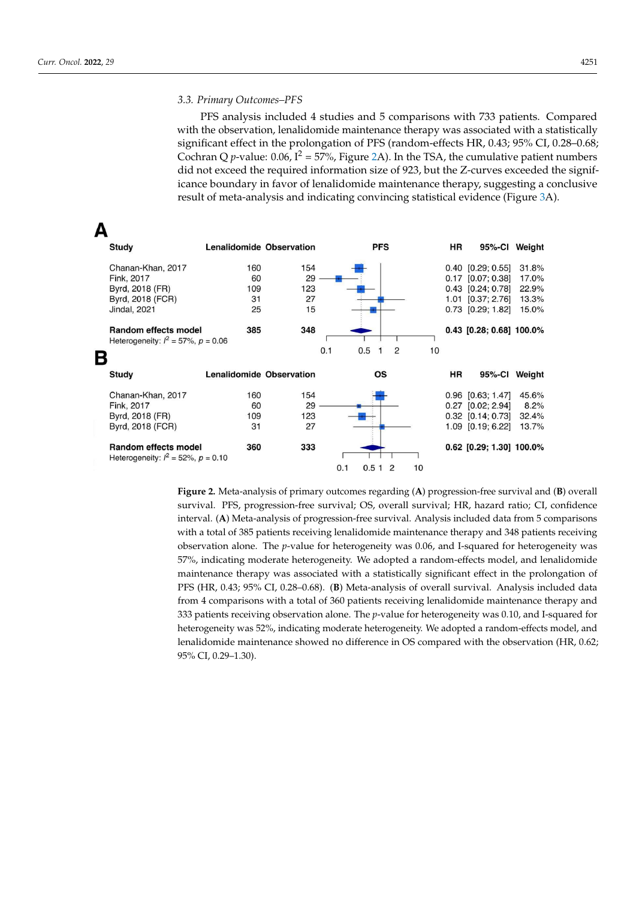### 3.3. Primary Outcomes–PFS

PFS analysis included 4 studies and 5 comparisons with 733 patients. Compared with the observation, lenalidomide maintenance therapy was associated with a statistically significant effect in the prolongation of PFS (random-effects HR, 0.43; 95% CI, 0.28–0.68; Cochran Q *p*-value: 0.06, $I^2$ = 57%, Figure 2A). In the TSA, the cumulative patient numbers did not exceed the required information size of 923, but the Z-curves exceeded the significance boundary in favor of lenalidomide maintenance therapy, suggesting a conclusive result of meta-analysis and indicating convincing statistical evidence (Figure 3A).

**A**

| Study | Lenalidomide | Observation | HR | 95%-CI | Weight |
|---|---|---|---|---|---|
| Chanan-Khan, 2017 | 160 | 154 | 0.40 | [0.29; 0.55] | 31.8% |
| Fink, 2017 | 60 | 29 | 0.17 | [0.07; 0.38] | 17.0% |
| Byrd, 2018 (FR) | 109 | 123 | 0.43 | [0.24; 0.78] | 22.9% |
| Byrd, 2018 (FCR) | 31 | 27 | 1.01 | [0.37; 2.76] | 13.3% |
| Jindal, 2021 | 25 | 15 | 0.73 | [0.29; 1.82] | 15.0% |
| **Random effects model** | **385** | **348** | **0.43** | **[0.28; 0.68]** | **100.0%** |

Heterogeneity: $I^2$ = 57%, $p$ = 0.06

**B**

| Study | Lenalidomide | Observation | HR | 95%-CI | Weight |
|---|---|---|---|---|---|
| Chanan-Khan, 2017 | 160 | 154 | 0.96 | [0.63; 1.47] | 45.6% |
| Fink, 2017 | 60 | 29 | 0.27 | [0.02; 2.94] | 8.2% |
| Byrd, 2018 (FR) | 109 | 123 | 0.32 | [0.14; 0.73] | 32.4% |
| Byrd, 2018 (FCR) | 31 | 27 | 1.09 | [0.19; 6.22] | 13.7% |
| **Random effects model** | **360** | **333** | **0.62** | **[0.29; 1.30]** | **100.0%** |

Heterogeneity: $I^2$ = 52%, $p$ = 0.10

**Figure 2.** Meta-analysis of primary outcomes regarding (**A**) progression-free survival and (**B**) overall survival. PFS, progression-free survival; OS, overall survival; HR, hazard ratio; CI, confidence interval. (**A**) Meta-analysis of progression-free survival. Analysis included data from 5 comparisons with a total of 385 patients receiving lenalidomide maintenance therapy and 348 patients receiving observation alone. The *p*-value for heterogeneity was 0.06, and I-squared for heterogeneity was 57%, indicating moderate heterogeneity. We adopted a random-effects model, and lenalidomide maintenance therapy was associated with a statistically significant effect in the prolongation of PFS (HR, 0.43; 95% CI, 0.28–0.68). (**B**) Meta-analysis of overall survival. Analysis included data from 4 comparisons with a total of 360 patients receiving lenalidomide maintenance therapy and 333 patients receiving observation alone. The *p*-value for heterogeneity was 0.10, and I-squared for heterogeneity was 52%, indicating moderate heterogeneity. We adopted a random-effects model, and lenalidomide maintenance showed no difference in OS compared with the observation (HR, 0.62; 95% CI, 0.29–1.30).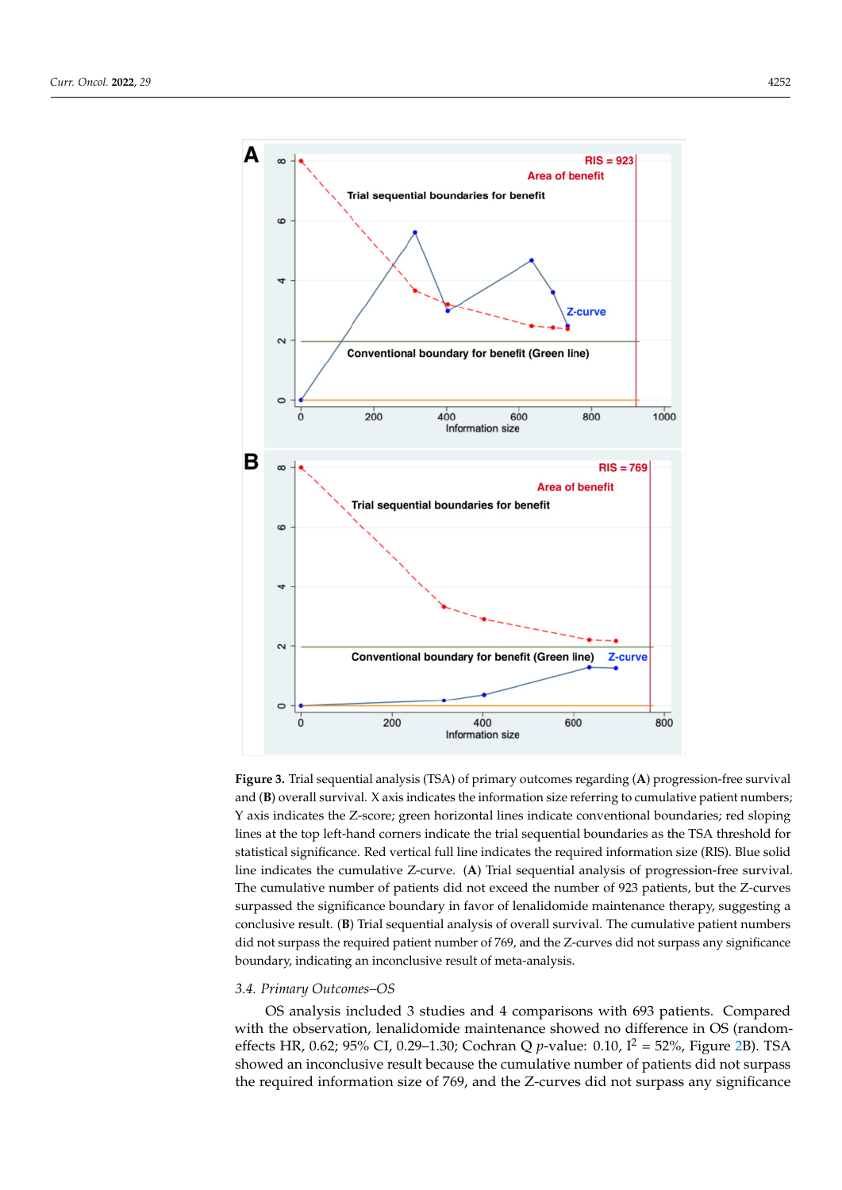**Figure 3.** Trial sequential analysis (TSA) of primary outcomes regarding (**A**) progression-free survival and (**B**) overall survival. X axis indicates the information size referring to cumulative patient numbers; Y axis indicates the Z-score; green horizontal lines indicate conventional boundaries; red sloping lines at the top left-hand corners indicate the trial sequential boundaries as the TSA threshold for statistical significance. Red vertical full line indicates the required information size (RIS). Blue solid line indicates the cumulative Z-curve. (**A**) Trial sequential analysis of progression-free survival. The cumulative number of patients did not exceed the number of 923 patients, but the Z-curves surpassed the significance boundary in favor of lenalidomide maintenance therapy, suggesting a conclusive result. (**B**) Trial sequential analysis of overall survival. The cumulative patient numbers did not surpass the required patient number of 769, and the Z-curves did not surpass any significance boundary, indicating an inconclusive result of meta-analysis.

### 3.4. Primary Outcomes–OS

OS analysis included 3 studies and 4 comparisons with 693 patients. Compared with the observation, lenalidomide maintenance showed no difference in OS (random-effects HR, 0.62; 95% CI, 0.29–1.30; Cochran Q *p*-value: 0.10, $I^2$ = 52%, Figure 2B). TSA showed an inconclusive result because the cumulative number of patients did not surpass the required information size of 769, and the Z-curves did not surpass any significance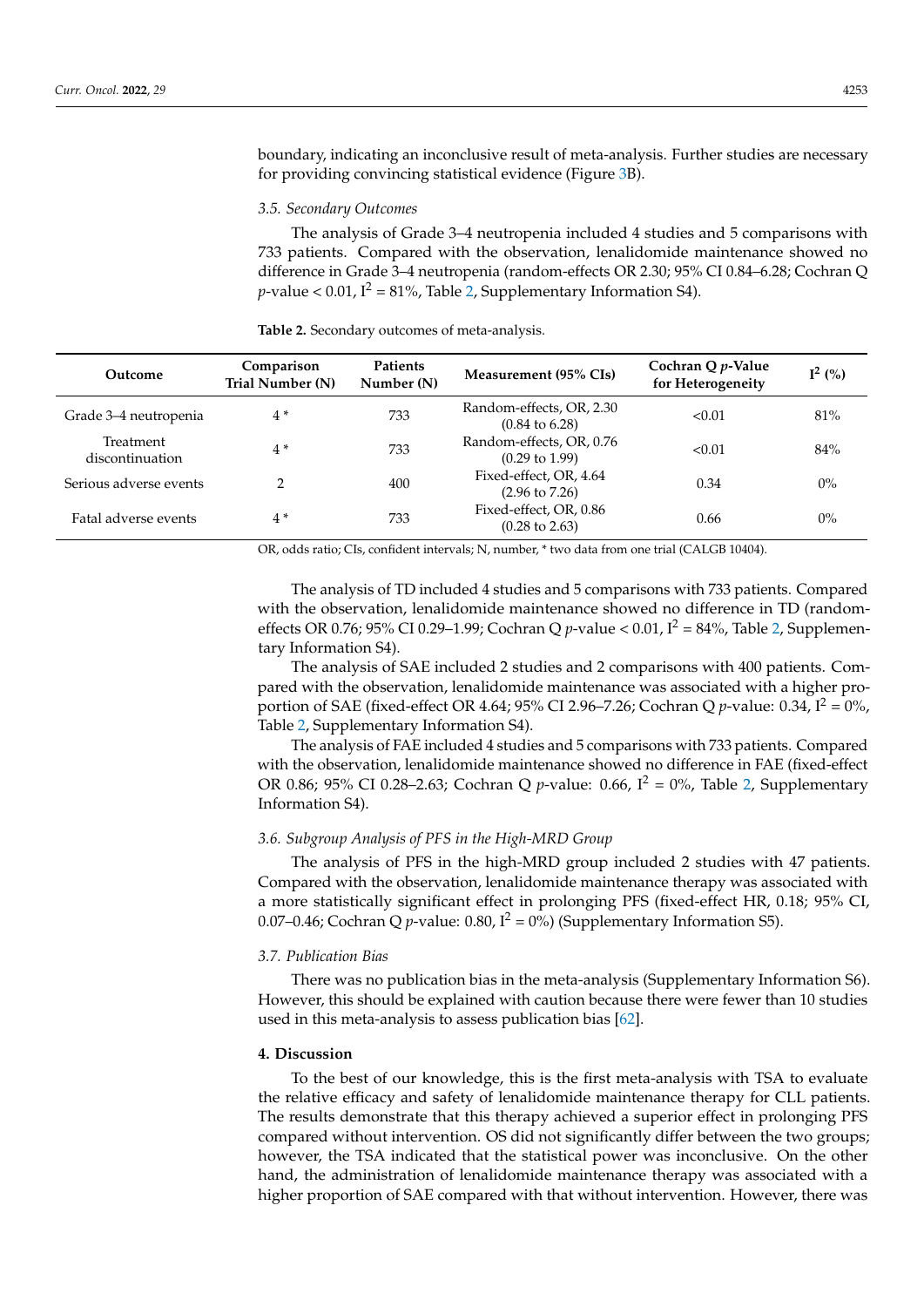boundary, indicating an inconclusive result of meta-analysis. Further studies are necessary for providing convincing statistical evidence (Figure 3B).

### *3.5. Secondary Outcomes*

The analysis of Grade 3–4 neutropenia included 4 studies and 5 comparisons with 733 patients. Compared with the observation, lenalidomide maintenance showed no difference in Grade 3–4 neutropenia (random-effects OR 2.30; 95% CI 0.84–6.28; Cochran Q $p$-value < 0.01, $I^2$ = 81%, Table 2, Supplementary Information S4).

**Table 2.** Secondary outcomes of meta-analysis.

| Outcome | Comparison Trial Number (N) | Patients Number (N) | Measurement (95% CIs) | Cochran Q $p$-Value for Heterogeneity | $I^2$ (%) |
|---|---|---|---|---|---|
| Grade 3–4 neutropenia | 4 * | 733 | Random-effects, OR, 2.30 (0.84 to 6.28) | <0.01 | 81% |
| Treatment discontinuation | 4 * | 733 | Random-effects, OR, 0.76 (0.29 to 1.99) | <0.01 | 84% |
| Serious adverse events | 2 | 400 | Fixed-effect, OR, 4.64 (2.96 to 7.26) | 0.34 | 0% |
| Fatal adverse events | 4 * | 733 | Fixed-effect, OR, 0.86 (0.28 to 2.63) | 0.66 | 0% |

OR, odds ratio; CIs, confident intervals; N, number, * two data from one trial (CALGB 10404).

The analysis of TD included 4 studies and 5 comparisons with 733 patients. Compared with the observation, lenalidomide maintenance showed no difference in TD (random-effects OR 0.76; 95% CI 0.29–1.99; Cochran Q $p$-value < 0.01, $I^2$ = 84%, Table 2, Supplementary Information S4).

The analysis of SAE included 2 studies and 2 comparisons with 400 patients. Compared with the observation, lenalidomide maintenance was associated with a higher proportion of SAE (fixed-effect OR 4.64; 95% CI 2.96–7.26; Cochran Q $p$-value: 0.34, $I^2$ = 0%, Table 2, Supplementary Information S4).

The analysis of FAE included 4 studies and 5 comparisons with 733 patients. Compared with the observation, lenalidomide maintenance showed no difference in FAE (fixed-effect OR 0.86; 95% CI 0.28–2.63; Cochran Q $p$-value: 0.66, $I^2$ = 0%, Table 2, Supplementary Information S4).

### *3.6. Subgroup Analysis of PFS in the High-MRD Group*

The analysis of PFS in the high-MRD group included 2 studies with 47 patients. Compared with the observation, lenalidomide maintenance therapy was associated with a more statistically significant effect in prolonging PFS (fixed-effect HR, 0.18; 95% CI, 0.07–0.46; Cochran Q $p$-value: 0.80, $I^2$ = 0%) (Supplementary Information S5).

### *3.7. Publication Bias*

There was no publication bias in the meta-analysis (Supplementary Information S6). However, this should be explained with caution because there were fewer than 10 studies used in this meta-analysis to assess publication bias [62].

## **4. Discussion**

To the best of our knowledge, this is the first meta-analysis with TSA to evaluate the relative efficacy and safety of lenalidomide maintenance therapy for CLL patients. The results demonstrate that this therapy achieved a superior effect in prolonging PFS compared without intervention. OS did not significantly differ between the two groups; however, the TSA indicated that the statistical power was inconclusive. On the other hand, the administration of lenalidomide maintenance therapy was associated with a higher proportion of SAE compared with that without intervention. However, there was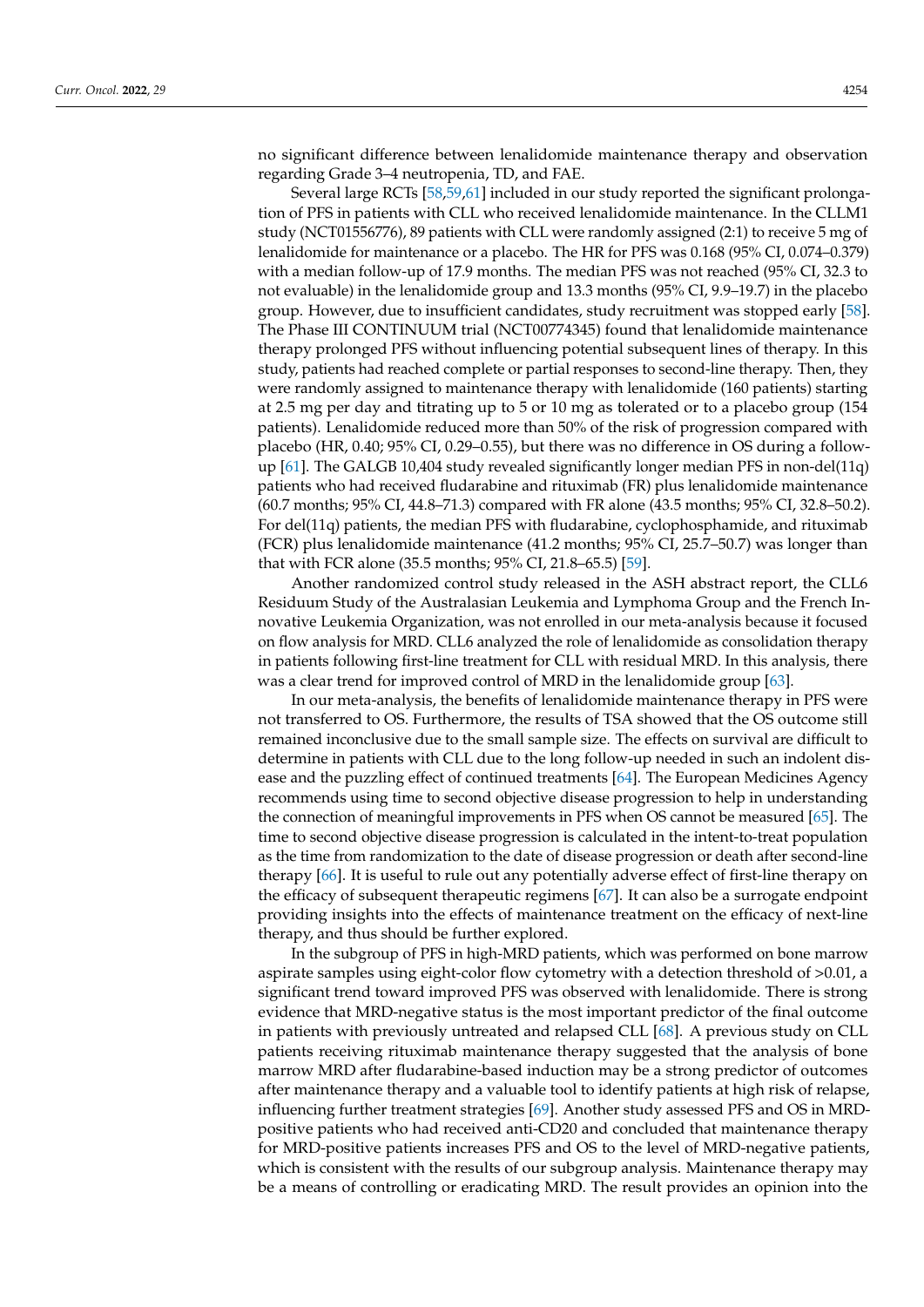no significant difference between lenalidomide maintenance therapy and observation regarding Grade 3–4 neutropenia, TD, and FAE.

Several large RCTs [58,59,61] included in our study reported the significant prolongation of PFS in patients with CLL who received lenalidomide maintenance. In the CLLM1 study (NCT01556776), 89 patients with CLL were randomly assigned (2:1) to receive 5 mg of lenalidomide for maintenance or a placebo. The HR for PFS was 0.168 (95% CI, 0.074–0.379) with a median follow-up of 17.9 months. The median PFS was not reached (95% CI, 32.3 to not evaluable) in the lenalidomide group and 13.3 months (95% CI, 9.9–19.7) in the placebo group. However, due to insufficient candidates, study recruitment was stopped early [58]. The Phase III CONTINUUM trial (NCT00774345) found that lenalidomide maintenance therapy prolonged PFS without influencing potential subsequent lines of therapy. In this study, patients had reached complete or partial responses to second-line therapy. Then, they were randomly assigned to maintenance therapy with lenalidomide (160 patients) starting at 2.5 mg per day and titrating up to 5 or 10 mg as tolerated or to a placebo group (154 patients). Lenalidomide reduced more than 50% of the risk of progression compared with placebo (HR, 0.40; 95% CI, 0.29–0.55), but there was no difference in OS during a follow-up [61]. The GALGB 10,404 study revealed significantly longer median PFS in non-del(11q) patients who had received fludarabine and rituximab (FR) plus lenalidomide maintenance (60.7 months; 95% CI, 44.8–71.3) compared with FR alone (43.5 months; 95% CI, 32.8–50.2). For del(11q) patients, the median PFS with fludarabine, cyclophosphamide, and rituximab (FCR) plus lenalidomide maintenance (41.2 months; 95% CI, 25.7–50.7) was longer than that with FCR alone (35.5 months; 95% CI, 21.8–65.5) [59].

Another randomized control study released in the ASH abstract report, the CLL6 Residuum Study of the Australasian Leukemia and Lymphoma Group and the French Innovative Leukemia Organization, was not enrolled in our meta-analysis because it focused on flow analysis for MRD. CLL6 analyzed the role of lenalidomide as consolidation therapy in patients following first-line treatment for CLL with residual MRD. In this analysis, there was a clear trend for improved control of MRD in the lenalidomide group [63].

In our meta-analysis, the benefits of lenalidomide maintenance therapy in PFS were not transferred to OS. Furthermore, the results of TSA showed that the OS outcome still remained inconclusive due to the small sample size. The effects on survival are difficult to determine in patients with CLL due to the long follow-up needed in such an indolent disease and the puzzling effect of continued treatments [64]. The European Medicines Agency recommends using time to second objective disease progression to help in understanding the connection of meaningful improvements in PFS when OS cannot be measured [65]. The time to second objective disease progression is calculated in the intent-to-treat population as the time from randomization to the date of disease progression or death after second-line therapy [66]. It is useful to rule out any potentially adverse effect of first-line therapy on the efficacy of subsequent therapeutic regimens [67]. It can also be a surrogate endpoint providing insights into the effects of maintenance treatment on the efficacy of next-line therapy, and thus should be further explored.

In the subgroup of PFS in high-MRD patients, which was performed on bone marrow aspirate samples using eight-color flow cytometry with a detection threshold of >0.01, a significant trend toward improved PFS was observed with lenalidomide. There is strong evidence that MRD-negative status is the most important predictor of the final outcome in patients with previously untreated and relapsed CLL [68]. A previous study on CLL patients receiving rituximab maintenance therapy suggested that the analysis of bone marrow MRD after fludarabine-based induction may be a strong predictor of outcomes after maintenance therapy and a valuable tool to identify patients at high risk of relapse, influencing further treatment strategies [69]. Another study assessed PFS and OS in MRD-positive patients who had received anti-CD20 and concluded that maintenance therapy for MRD-positive patients increases PFS and OS to the level of MRD-negative patients, which is consistent with the results of our subgroup analysis. Maintenance therapy may be a means of controlling or eradicating MRD. The result provides an opinion into the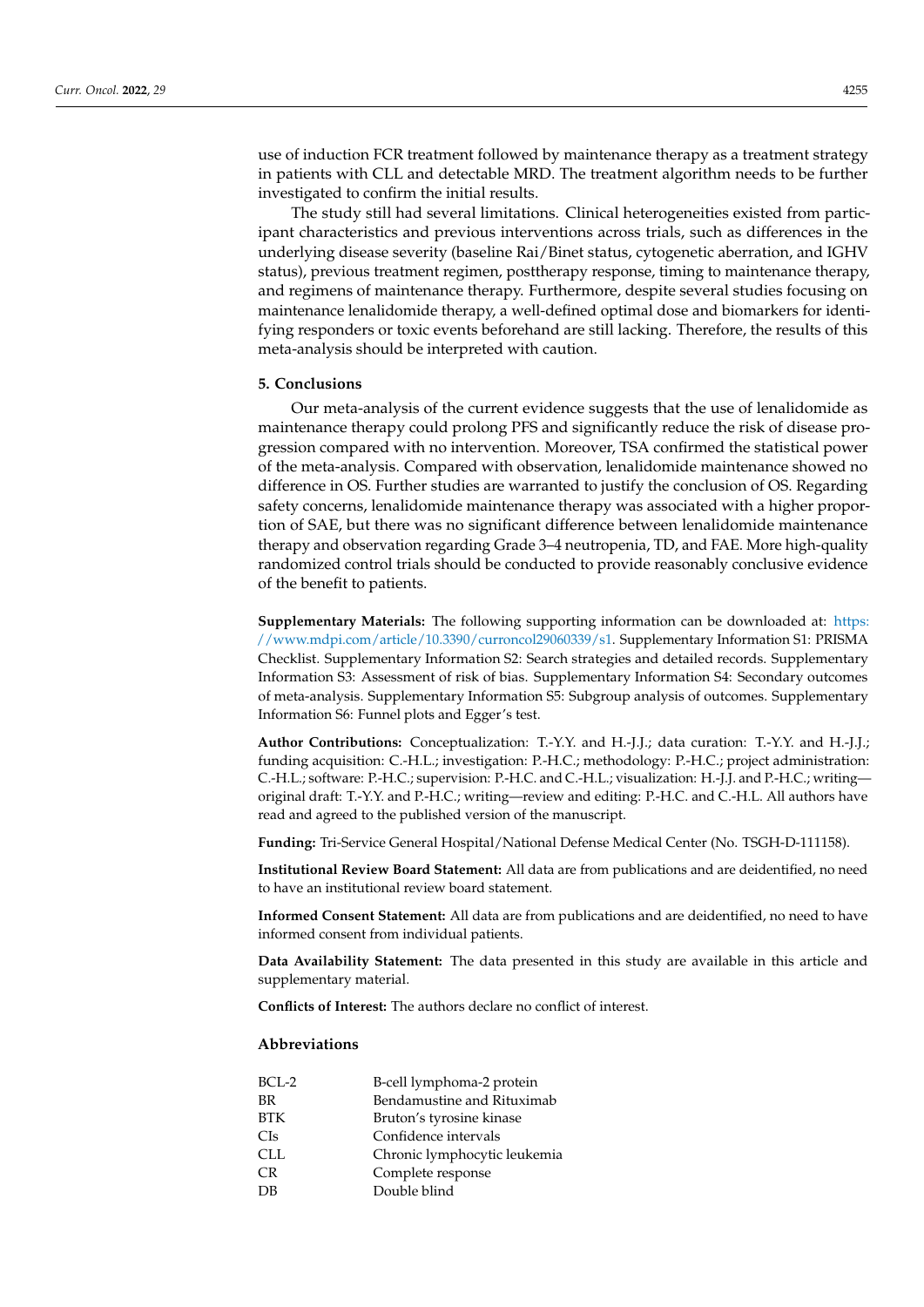use of induction FCR treatment followed by maintenance therapy as a treatment strategy in patients with CLL and detectable MRD. The treatment algorithm needs to be further investigated to confirm the initial results.

The study still had several limitations. Clinical heterogeneities existed from participant characteristics and previous interventions across trials, such as differences in the underlying disease severity (baseline Rai/Binet status, cytogenetic aberration, and IGHV status), previous treatment regimen, posttherapy response, timing to maintenance therapy, and regimens of maintenance therapy. Furthermore, despite several studies focusing on maintenance lenalidomide therapy, a well-defined optimal dose and biomarkers for identifying responders or toxic events beforehand are still lacking. Therefore, the results of this meta-analysis should be interpreted with caution.

## 5. Conclusions

Our meta-analysis of the current evidence suggests that the use of lenalidomide as maintenance therapy could prolong PFS and significantly reduce the risk of disease progression compared with no intervention. Moreover, TSA confirmed the statistical power of the meta-analysis. Compared with observation, lenalidomide maintenance showed no difference in OS. Further studies are warranted to justify the conclusion of OS. Regarding safety concerns, lenalidomide maintenance therapy was associated with a higher proportion of SAE, but there was no significant difference between lenalidomide maintenance therapy and observation regarding Grade 3–4 neutropenia, TD, and FAE. More high-quality randomized control trials should be conducted to provide reasonably conclusive evidence of the benefit to patients.

**Supplementary Materials:** The following supporting information can be downloaded at: https://www.mdpi.com/article/10.3390/curroncol29060339/s1. Supplementary Information S1: PRISMA Checklist. Supplementary Information S2: Search strategies and detailed records. Supplementary Information S3: Assessment of risk of bias. Supplementary Information S4: Secondary outcomes of meta-analysis. Supplementary Information S5: Subgroup analysis of outcomes. Supplementary Information S6: Funnel plots and Egger's test.

**Author Contributions:** Conceptualization: T.-Y.Y. and H.-J.J.; data curation: T.-Y.Y. and H.-J.J.; funding acquisition: C.-H.L.; investigation: P.-H.C.; methodology: P.-H.C.; project administration: C.-H.L.; software: P.-H.C.; supervision: P.-H.C. and C.-H.L.; visualization: H.-J.J. and P.-H.C.; writing—original draft: T.-Y.Y. and P.-H.C.; writing—review and editing: P.-H.C. and C.-H.L. All authors have read and agreed to the published version of the manuscript.

**Funding:** Tri-Service General Hospital/National Defense Medical Center (No. TSGH-D-111158).

**Institutional Review Board Statement:** All data are from publications and are deidentified, no need to have an institutional review board statement.

**Informed Consent Statement:** All data are from publications and are deidentified, no need to have informed consent from individual patients.

**Data Availability Statement:** The data presented in this study are available in this article and supplementary material.

**Conflicts of Interest:** The authors declare no conflict of interest.

## Abbreviations

| | |
|---|---|
| BCL-2 | B-cell lymphoma-2 protein |
| BR | Bendamustine and Rituximab |
| BTK | Bruton's tyrosine kinase |
| CIs | Confidence intervals |
| CLL | Chronic lymphocytic leukemia |
| CR | Complete response |
| DB | Double blind |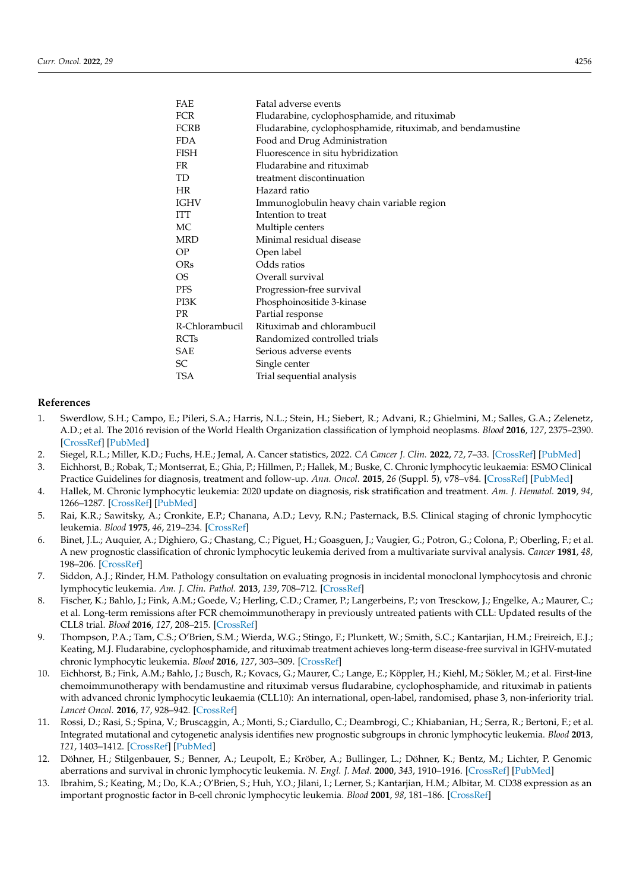| | |
|---|---|
| FAE | Fatal adverse events |
| FCR | Fludarabine, cyclophosphamide, and rituximab |
| FCRB | Fludarabine, cyclophosphamide, rituximab, and bendamustine |
| FDA | Food and Drug Administration |
| FISH | Fluorescence in situ hybridization |
| FR | Fludarabine and rituximab |
| TD | treatment discontinuation |
| HR | Hazard ratio |
| IGHV | Immunoglobulin heavy chain variable region |
| ITT | Intention to treat |
| MC | Multiple centers |
| MRD | Minimal residual disease |
| OP | Open label |
| ORs | Odds ratios |
| OS | Overall survival |
| PFS | Progression-free survival |
| PI3K | Phosphoinositide 3-kinase |
| PR | Partial response |
| R-Chlorambucil | Rituximab and chlorambucil |
| RCTs | Randomized controlled trials |
| SAE | Serious adverse events |
| SC | Single center |
| TSA | Trial sequential analysis |

## References

1. Swerdlow, S.H.; Campo, E.; Pileri, S.A.; Harris, N.L.; Stein, H.; Siebert, R.; Advani, R.; Ghielmini, M.; Salles, G.A.; Zelenetz, A.D.; et al. The 2016 revision of the World Health Organization classification of lymphoid neoplasms. *Blood* **2016**, *127*, 2375–2390. [CrossRef] [PubMed]
2. Siegel, R.L.; Miller, K.D.; Fuchs, H.E.; Jemal, A. Cancer statistics, 2022. *CA Cancer J. Clin.* **2022**, *72*, 7–33. [CrossRef] [PubMed]
3. Eichhorst, B.; Robak, T.; Montserrat, E.; Ghia, P.; Hillmen, P.; Hallek, M.; Buske, C. Chronic lymphocytic leukaemia: ESMO Clinical Practice Guidelines for diagnosis, treatment and follow-up. *Ann. Oncol.* **2015**, *26* (Suppl. 5), v78–v84. [CrossRef] [PubMed]
4. Hallek, M. Chronic lymphocytic leukemia: 2020 update on diagnosis, risk stratification and treatment. *Am. J. Hematol.* **2019**, *94*, 1266–1287. [CrossRef] [PubMed]
5. Rai, K.R.; Sawitsky, A.; Cronkite, E.P.; Chanana, A.D.; Levy, R.N.; Pasternack, B.S. Clinical staging of chronic lymphocytic leukemia. *Blood* **1975**, *46*, 219–234. [CrossRef]
6. Binet, J.L.; Auquier, A.; Dighiero, G.; Chastang, C.; Piguet, H.; Goasguen, J.; Vaugier, G.; Potron, G.; Colona, P.; Oberling, F.; et al. A new prognostic classification of chronic lymphocytic leukemia derived from a multivariate survival analysis. *Cancer* **1981**, *48*, 198–206. [CrossRef]
7. Siddon, A.J.; Rinder, H.M. Pathology consultation on evaluating prognosis in incidental monoclonal lymphocytosis and chronic lymphocytic leukemia. *Am. J. Clin. Pathol.* **2013**, *139*, 708–712. [CrossRef]
8. Fischer, K.; Bahlo, J.; Fink, A.M.; Goede, V.; Herling, C.D.; Cramer, P.; Langerbeins, P.; von Tresckow, J.; Engelke, A.; Maurer, C.; et al. Long-term remissions after FCR chemoimmunotherapy in previously untreated patients with CLL: Updated results of the CLL8 trial. *Blood* **2016**, *127*, 208–215. [CrossRef]
9. Thompson, P.A.; Tam, C.S.; O'Brien, S.M.; Wierda, W.G.; Stingo, F.; Plunkett, W.; Smith, S.C.; Kantarjian, H.M.; Freireich, E.J.; Keating, M.J. Fludarabine, cyclophosphamide, and rituximab treatment achieves long-term disease-free survival in IGHV-mutated chronic lymphocytic leukemia. *Blood* **2016**, *127*, 303–309. [CrossRef]
10. Eichhorst, B.; Fink, A.M.; Bahlo, J.; Busch, R.; Kovacs, G.; Maurer, C.; Lange, E.; Köppler, H.; Kiehl, M.; Sökler, M.; et al. First-line chemoimmunotherapy with bendamustine and rituximab versus fludarabine, cyclophosphamide, and rituximab in patients with advanced chronic lymphocytic leukaemia (CLL10): An international, open-label, randomised, phase 3, non-inferiority trial. *Lancet Oncol.* **2016**, *17*, 928–942. [CrossRef]
11. Rossi, D.; Rasi, S.; Spina, V.; Bruscaggin, A.; Monti, S.; Ciardullo, C.; Deambrogi, C.; Khiabanian, H.; Serra, R.; Bertoni, F.; et al. Integrated mutational and cytogenetic analysis identifies new prognostic subgroups in chronic lymphocytic leukemia. *Blood* **2013**, *121*, 1403–1412. [CrossRef] [PubMed]
12. Döhner, H.; Stilgenbauer, S.; Benner, A.; Leupolt, E.; Kröber, A.; Bullinger, L.; Döhner, K.; Bentz, M.; Lichter, P. Genomic aberrations and survival in chronic lymphocytic leukemia. *N. Engl. J. Med.* **2000**, *343*, 1910–1916. [CrossRef] [PubMed]
13. Ibrahim, S.; Keating, M.; Do, K.A.; O'Brien, S.; Huh, Y.O.; Jilani, I.; Lerner, S.; Kantarjian, H.M.; Albitar, M. CD38 expression as an important prognostic factor in B-cell chronic lymphocytic leukemia. *Blood* **2001**, *98*, 181–186. [CrossRef]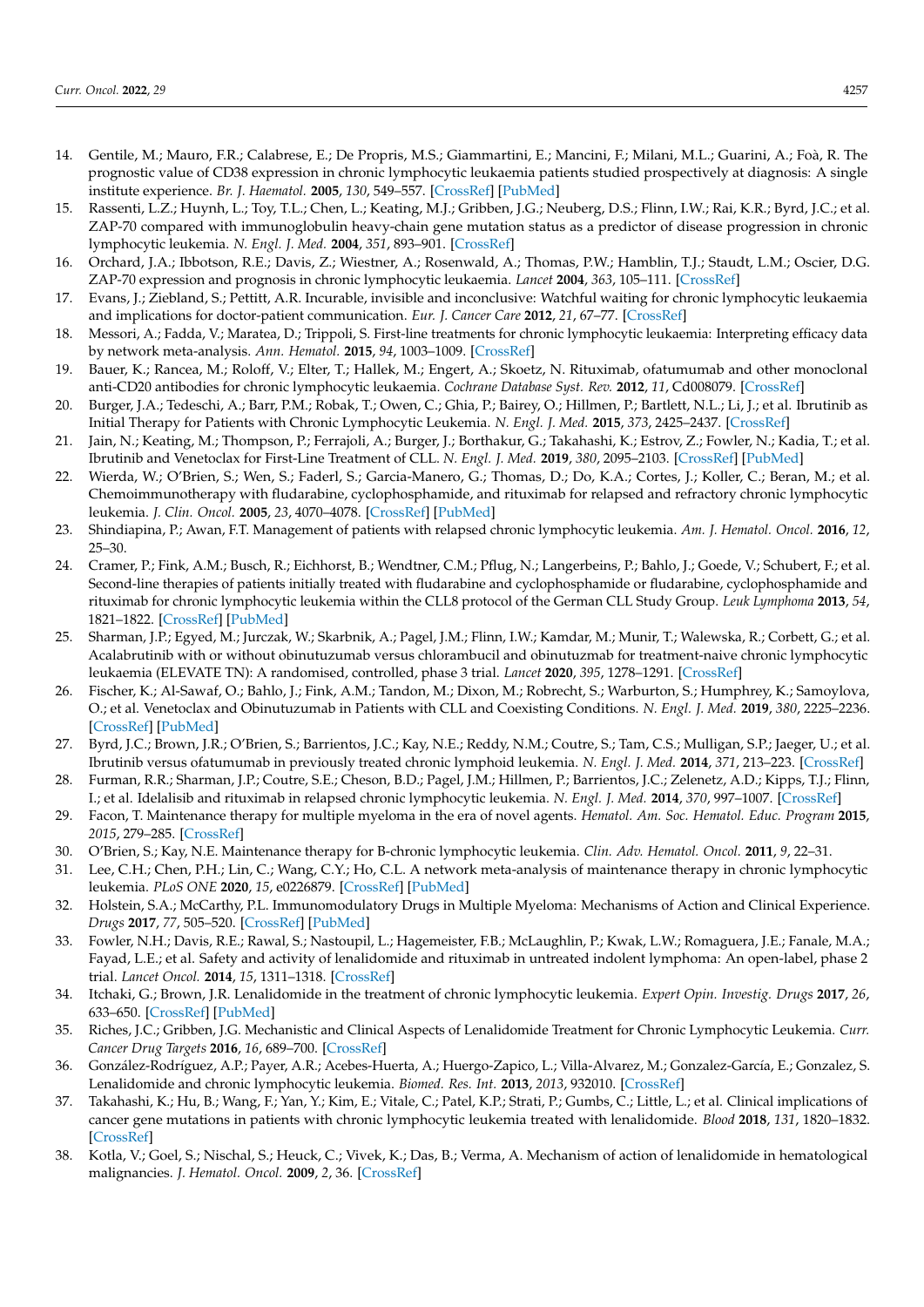14. Gentile, M.; Mauro, F.R.; Calabrese, E.; De Propris, M.S.; Giammartini, E.; Mancini, F.; Milani, M.L.; Guarini, A.; Foà, R. The prognostic value of CD38 expression in chronic lymphocytic leukaemia patients studied prospectively at diagnosis: A single institute experience. *Br. J. Haematol.* **2005**, *130*, 549–557. [CrossRef] [PubMed]
15. Rassenti, L.Z.; Huynh, L.; Toy, T.L.; Chen, L.; Keating, M.J.; Gribben, J.G.; Neuberg, D.S.; Flinn, I.W.; Rai, K.R.; Byrd, J.C.; et al. ZAP-70 compared with immunoglobulin heavy-chain gene mutation status as a predictor of disease progression in chronic lymphocytic leukemia. *N. Engl. J. Med.* **2004**, *351*, 893–901. [CrossRef]
16. Orchard, J.A.; Ibbotson, R.E.; Davis, Z.; Wiestner, A.; Rosenwald, A.; Thomas, P.W.; Hamblin, T.J.; Staudt, L.M.; Oscier, D.G. ZAP-70 expression and prognosis in chronic lymphocytic leukaemia. *Lancet* **2004**, *363*, 105–111. [CrossRef]
17. Evans, J.; Ziebland, S.; Pettitt, A.R. Incurable, invisible and inconclusive: Watchful waiting for chronic lymphocytic leukaemia and implications for doctor-patient communication. *Eur. J. Cancer Care* **2012**, *21*, 67–77. [CrossRef]
18. Messori, A.; Fadda, V.; Maratea, D.; Trippoli, S. First-line treatments for chronic lymphocytic leukaemia: Interpreting efficacy data by network meta-analysis. *Ann. Hematol.* **2015**, *94*, 1003–1009. [CrossRef]
19. Bauer, K.; Rancea, M.; Roloff, V.; Elter, T.; Hallek, M.; Engert, A.; Skoetz, N. Rituximab, ofatumumab and other monoclonal anti-CD20 antibodies for chronic lymphocytic leukaemia. *Cochrane Database Syst. Rev.* **2012**, *11*, Cd008079. [CrossRef]
20. Burger, J.A.; Tedeschi, A.; Barr, P.M.; Robak, T.; Owen, C.; Ghia, P.; Bairey, O.; Hillmen, P.; Bartlett, N.L.; Li, J.; et al. Ibrutinib as Initial Therapy for Patients with Chronic Lymphocytic Leukemia. *N. Engl. J. Med.* **2015**, *373*, 2425–2437. [CrossRef]
21. Jain, N.; Keating, M.; Thompson, P.; Ferrajoli, A.; Burger, J.; Borthakur, G.; Takahashi, K.; Estrov, Z.; Fowler, N.; Kadia, T.; et al. Ibrutinib and Venetoclax for First-Line Treatment of CLL. *N. Engl. J. Med.* **2019**, *380*, 2095–2103. [CrossRef] [PubMed]
22. Wierda, W.; O'Brien, S.; Wen, S.; Faderl, S.; Garcia-Manero, G.; Thomas, D.; Do, K.A.; Cortes, J.; Koller, C.; Beran, M.; et al. Chemoimmunotherapy with fludarabine, cyclophosphamide, and rituximab for relapsed and refractory chronic lymphocytic leukemia. *J. Clin. Oncol.* **2005**, *23*, 4070–4078. [CrossRef] [PubMed]
23. Shindiapina, P.; Awan, F.T. Management of patients with relapsed chronic lymphocytic leukemia. *Am. J. Hematol. Oncol.* **2016**, *12*, 25–30.
24. Cramer, P.; Fink, A.M.; Busch, R.; Eichhorst, B.; Wendtner, C.M.; Pflug, N.; Langerbeins, P.; Bahlo, J.; Goede, V.; Schubert, F.; et al. Second-line therapies of patients initially treated with fludarabine and cyclophosphamide or fludarabine, cyclophosphamide and rituximab for chronic lymphocytic leukemia within the CLL8 protocol of the German CLL Study Group. *Leuk Lymphoma* **2013**, *54*, 1821–1822. [CrossRef] [PubMed]
25. Sharman, J.P.; Egyed, M.; Jurczak, W.; Skarbnik, A.; Pagel, J.M.; Flinn, I.W.; Kamdar, M.; Munir, T.; Walewska, R.; Corbett, G.; et al. Acalabrutinib with or without obinutuzumab versus chlorambucil and obinutuzmab for treatment-naive chronic lymphocytic leukaemia (ELEVATE TN): A randomised, controlled, phase 3 trial. *Lancet* **2020**, *395*, 1278–1291. [CrossRef]
26. Fischer, K.; Al-Sawaf, O.; Bahlo, J.; Fink, A.M.; Tandon, M.; Dixon, M.; Robrecht, S.; Warburton, S.; Humphrey, K.; Samoylova, O.; et al. Venetoclax and Obinutuzumab in Patients with CLL and Coexisting Conditions. *N. Engl. J. Med.* **2019**, *380*, 2225–2236. [CrossRef] [PubMed]
27. Byrd, J.C.; Brown, J.R.; O'Brien, S.; Barrientos, J.C.; Kay, N.E.; Reddy, N.M.; Coutre, S.; Tam, C.S.; Mulligan, S.P.; Jaeger, U.; et al. Ibrutinib versus ofatumumab in previously treated chronic lymphoid leukemia. *N. Engl. J. Med.* **2014**, *371*, 213–223. [CrossRef]
28. Furman, R.R.; Sharman, J.P.; Coutre, S.E.; Cheson, B.D.; Pagel, J.M.; Hillmen, P.; Barrientos, J.C.; Zelenetz, A.D.; Kipps, T.J.; Flinn, I.; et al. Idelalisib and rituximab in relapsed chronic lymphocytic leukemia. *N. Engl. J. Med.* **2014**, *370*, 997–1007. [CrossRef]
29. Facon, T. Maintenance therapy for multiple myeloma in the era of novel agents. *Hematol. Am. Soc. Hematol. Educ. Program* **2015**, *2015*, 279–285. [CrossRef]
30. O'Brien, S.; Kay, N.E. Maintenance therapy for B-chronic lymphocytic leukemia. *Clin. Adv. Hematol. Oncol.* **2011**, *9*, 22–31.
31. Lee, C.H.; Chen, P.H.; Lin, C.; Wang, C.Y.; Ho, C.L. A network meta-analysis of maintenance therapy in chronic lymphocytic leukemia. *PLoS ONE* **2020**, *15*, e0226879. [CrossRef] [PubMed]
32. Holstein, S.A.; McCarthy, P.L. Immunomodulatory Drugs in Multiple Myeloma: Mechanisms of Action and Clinical Experience. *Drugs* **2017**, *77*, 505–520. [CrossRef] [PubMed]
33. Fowler, N.H.; Davis, R.E.; Rawal, S.; Nastoupil, L.; Hagemeister, F.B.; McLaughlin, P.; Kwak, L.W.; Romaguera, J.E.; Fanale, M.A.; Fayad, L.E.; et al. Safety and activity of lenalidomide and rituximab in untreated indolent lymphoma: An open-label, phase 2 trial. *Lancet Oncol.* **2014**, *15*, 1311–1318. [CrossRef]
34. Itchaki, G.; Brown, J.R. Lenalidomide in the treatment of chronic lymphocytic leukemia. *Expert Opin. Investig. Drugs* **2017**, *26*, 633–650. [CrossRef] [PubMed]
35. Riches, J.C.; Gribben, J.G. Mechanistic and Clinical Aspects of Lenalidomide Treatment for Chronic Lymphocytic Leukemia. *Curr. Cancer Drug Targets* **2016**, *16*, 689–700. [CrossRef]
36. González-Rodríguez, A.P.; Payer, A.R.; Acebes-Huerta, A.; Huergo-Zapico, L.; Villa-Alvarez, M.; Gonzalez-García, E.; Gonzalez, S. Lenalidomide and chronic lymphocytic leukemia. *Biomed. Res. Int.* **2013**, *2013*, 932010. [CrossRef]
37. Takahashi, K.; Hu, B.; Wang, F.; Yan, Y.; Kim, E.; Vitale, C.; Patel, K.P.; Strati, P.; Gumbs, C.; Little, L.; et al. Clinical implications of cancer gene mutations in patients with chronic lymphocytic leukemia treated with lenalidomide. *Blood* **2018**, *131*, 1820–1832. [CrossRef]
38. Kotla, V.; Goel, S.; Nischal, S.; Heuck, C.; Vivek, K.; Das, B.; Verma, A. Mechanism of action of lenalidomide in hematological malignancies. *J. Hematol. Oncol.* **2009**, *2*, 36. [CrossRef]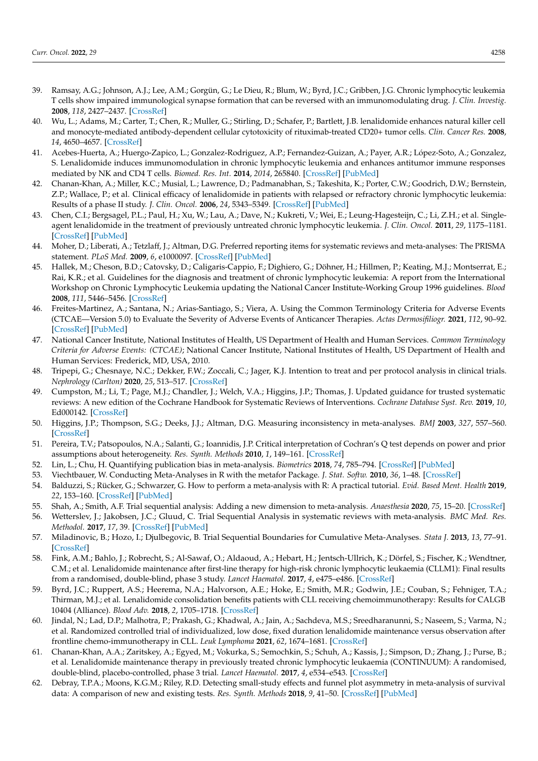39. Ramsay, A.G.; Johnson, A.J.; Lee, A.M.; Gorgün, G.; Le Dieu, R.; Blum, W.; Byrd, J.C.; Gribben, J.G. Chronic lymphocytic leukemia T cells show impaired immunological synapse formation that can be reversed with an immunomodulating drug. *J. Clin. Investig.* **2008**, *118*, 2427–2437. [CrossRef]
40. Wu, L.; Adams, M.; Carter, T.; Chen, R.; Muller, G.; Stirling, D.; Schafer, P.; Bartlett, J.B. lenalidomide enhances natural killer cell and monocyte-mediated antibody-dependent cellular cytotoxicity of rituximab-treated CD20+ tumor cells. *Clin. Cancer Res.* **2008**, *14*, 4650–4657. [CrossRef]
41. Acebes-Huerta, A.; Huergo-Zapico, L.; Gonzalez-Rodriguez, A.P.; Fernandez-Guizan, A.; Payer, A.R.; López-Soto, A.; Gonzalez, S. Lenalidomide induces immunomodulation in chronic lymphocytic leukemia and enhances antitumor immune responses mediated by NK and CD4 T cells. *Biomed. Res. Int.* **2014**, *2014*, 265840. [CrossRef] [PubMed]
42. Chanan-Khan, A.; Miller, K.C.; Musial, L.; Lawrence, D.; Padmanabhan, S.; Takeshita, K.; Porter, C.W.; Goodrich, D.W.; Bernstein, Z.P.; Wallace, P.; et al. Clinical efficacy of lenalidomide in patients with relapsed or refractory chronic lymphocytic leukemia: Results of a phase II study. *J. Clin. Oncol.* **2006**, *24*, 5343–5349. [CrossRef] [PubMed]
43. Chen, C.I.; Bergsagel, P.L.; Paul, H.; Xu, W.; Lau, A.; Dave, N.; Kukreti, V.; Wei, E.; Leung-Hagesteijn, C.; Li, Z.H.; et al. Single-agent lenalidomide in the treatment of previously untreated chronic lymphocytic leukemia. *J. Clin. Oncol.* **2011**, *29*, 1175–1181. [CrossRef] [PubMed]
44. Moher, D.; Liberati, A.; Tetzlaff, J.; Altman, D.G. Preferred reporting items for systematic reviews and meta-analyses: The PRISMA statement. *PLoS Med.* **2009**, *6*, e1000097. [CrossRef] [PubMed]
45. Hallek, M.; Cheson, B.D.; Catovsky, D.; Caligaris-Cappio, F.; Dighiero, G.; Döhner, H.; Hillmen, P.; Keating, M.J.; Montserrat, E.; Rai, K.R.; et al. Guidelines for the diagnosis and treatment of chronic lymphocytic leukemia: A report from the International Workshop on Chronic Lymphocytic Leukemia updating the National Cancer Institute-Working Group 1996 guidelines. *Blood* **2008**, *111*, 5446–5456. [CrossRef]
46. Freites-Martinez, A.; Santana, N.; Arias-Santiago, S.; Viera, A. Using the Common Terminology Criteria for Adverse Events (CTCAE—Version 5.0) to Evaluate the Severity of Adverse Events of Anticancer Therapies. *Actas Dermosifiliogr.* **2021**, *112*, 90–92. [CrossRef] [PubMed]
47. National Cancer Institute, National Institutes of Health, US Department of Health and Human Services. *Common Terminology Criteria for Adverse Events: (CTCAE)*; National Cancer Institute, National Institutes of Health, US Department of Health and Human Services: Frederick, MD, USA, 2010.
48. Tripepi, G.; Chesnaye, N.C.; Dekker, F.W.; Zoccali, C.; Jager, K.J. Intention to treat and per protocol analysis in clinical trials. *Nephrology (Carlton)* **2020**, *25*, 513–517. [CrossRef]
49. Cumpston, M.; Li, T.; Page, M.J.; Chandler, J.; Welch, V.A.; Higgins, J.P.; Thomas, J. Updated guidance for trusted systematic reviews: A new edition of the Cochrane Handbook for Systematic Reviews of Interventions. *Cochrane Database Syst. Rev.* **2019**, *10*, Ed000142. [CrossRef]
50. Higgins, J.P.; Thompson, S.G.; Deeks, J.J.; Altman, D.G. Measuring inconsistency in meta-analyses. *BMJ* **2003**, *327*, 557–560. [CrossRef]
51. Pereira, T.V.; Patsopoulos, N.A.; Salanti, G.; Ioannidis, J.P. Critical interpretation of Cochran's Q test depends on power and prior assumptions about heterogeneity. *Res. Synth. Methods* **2010**, *1*, 149–161. [CrossRef]
52. Lin, L.; Chu, H. Quantifying publication bias in meta-analysis. *Biometrics* **2018**, *74*, 785–794. [CrossRef] [PubMed]
53. Viechtbauer, W. Conducting Meta-Analyses in R with the metafor Package. *J. Stat. Softw.* **2010**, *36*, 1–48. [CrossRef]
54. Balduzzi, S.; Rücker, G.; Schwarzer, G. How to perform a meta-analysis with R: A practical tutorial. *Evid. Based Ment. Health* **2019**, *22*, 153–160. [CrossRef] [PubMed]
55. Shah, A.; Smith, A.F. Trial sequential analysis: Adding a new dimension to meta-analysis. *Anaesthesia* **2020**, *75*, 15–20. [CrossRef]
56. Wetterslev, J.; Jakobsen, J.C.; Gluud, C. Trial Sequential Analysis in systematic reviews with meta-analysis. *BMC Med. Res. Methodol.* **2017**, *17*, 39. [CrossRef] [PubMed]
57. Miladinovic, B.; Hozo, I.; Djulbegovic, B. Trial Sequential Boundaries for Cumulative Meta-Analyses. *Stata J.* **2013**, *13*, 77–91. [CrossRef]
58. Fink, A.M.; Bahlo, J.; Robrecht, S.; Al-Sawaf, O.; Aldaoud, A.; Hebart, H.; Jentsch-Ullrich, K.; Dörfel, S.; Fischer, K.; Wendtner, C.M.; et al. Lenalidomide maintenance after first-line therapy for high-risk chronic lymphocytic leukaemia (CLLM1): Final results from a randomised, double-blind, phase 3 study. *Lancet Haematol.* **2017**, *4*, e475–e486. [CrossRef]
59. Byrd, J.C.; Ruppert, A.S.; Heerema, N.A.; Halvorson, A.E.; Hoke, E.; Smith, M.R.; Godwin, J.E.; Couban, S.; Fehniger, T.A.; Thirman, M.J.; et al. Lenalidomide consolidation benefits patients with CLL receiving chemoimmunotherapy: Results for CALGB 10404 (Alliance). *Blood Adv.* **2018**, *2*, 1705–1718. [CrossRef]
60. Jindal, N.; Lad, D.P.; Malhotra, P.; Prakash, G.; Khadwal, A.; Jain, A.; Sachdeva, M.S.; Sreedharanunni, S.; Naseem, S.; Varma, N.; et al. Randomized controlled trial of individualized, low dose, fixed duration lenalidomide maintenance versus observation after frontline chemo-immunotherapy in CLL. *Leuk Lymphoma* **2021**, *62*, 1674–1681. [CrossRef]
61. Chanan-Khan, A.A.; Zaritskey, A.; Egyed, M.; Vokurka, S.; Semochkin, S.; Schuh, A.; Kassis, J.; Simpson, D.; Zhang, J.; Purse, B.; et al. Lenalidomide maintenance therapy in previously treated chronic lymphocytic leukaemia (CONTINUUM): A randomised, double-blind, placebo-controlled, phase 3 trial. *Lancet Haematol.* **2017**, *4*, e534–e543. [CrossRef]
62. Debray, T.P.A.; Moons, K.G.M.; Riley, R.D. Detecting small-study effects and funnel plot asymmetry in meta-analysis of survival data: A comparison of new and existing tests. *Res. Synth. Methods* **2018**, *9*, 41–50. [CrossRef] [PubMed]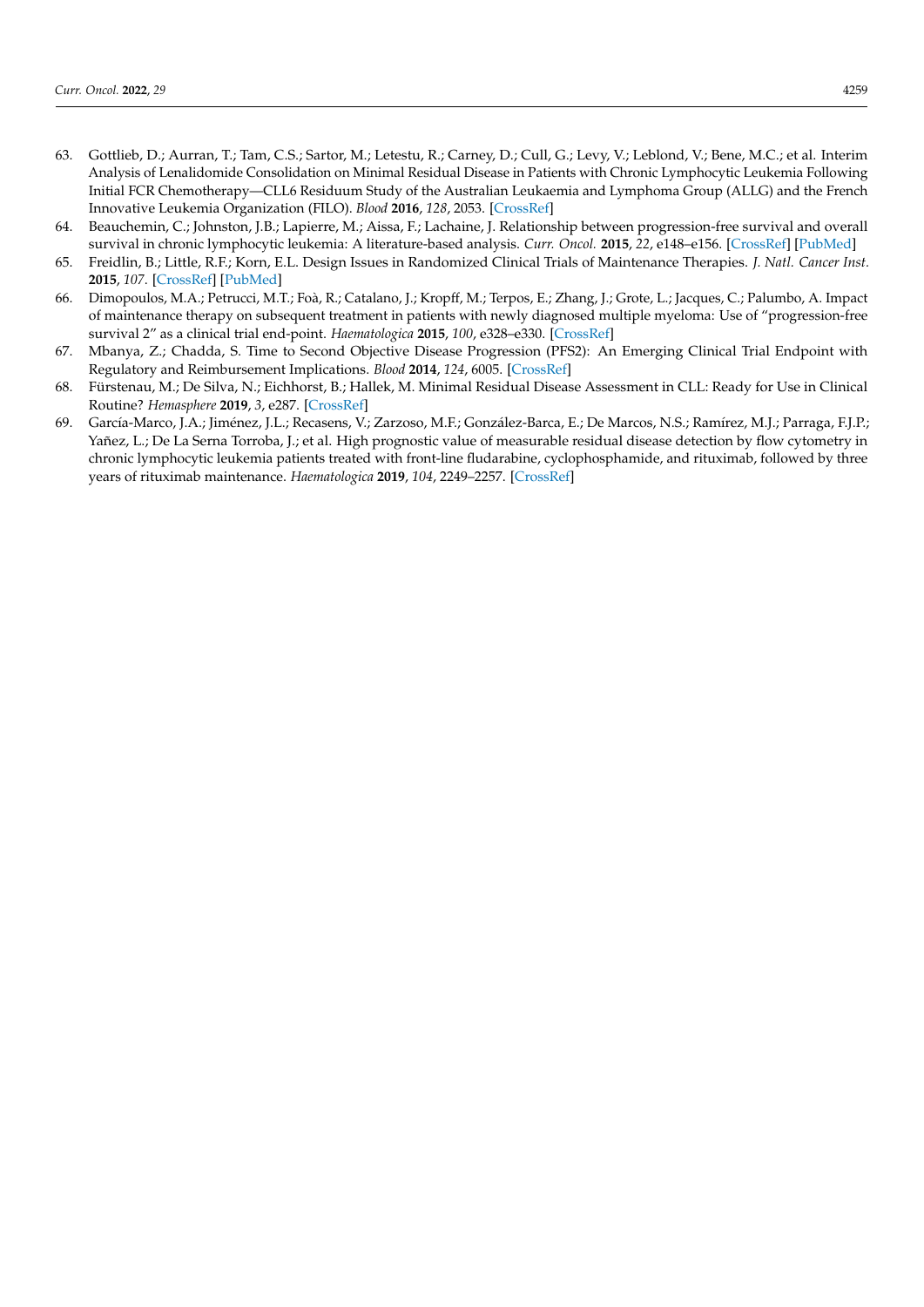63. Gottlieb, D.; Aurran, T.; Tam, C.S.; Sartor, M.; Letestu, R.; Carney, D.; Cull, G.; Levy, V.; Leblond, V.; Bene, M.C.; et al. Interim Analysis of Lenalidomide Consolidation on Minimal Residual Disease in Patients with Chronic Lymphocytic Leukemia Following Initial FCR Chemotherapy—CLL6 Residuum Study of the Australian Leukaemia and Lymphoma Group (ALLG) and the French Innovative Leukemia Organization (FILO). *Blood* **2016**, *128*, 2053. [CrossRef]
64. Beauchemin, C.; Johnston, J.B.; Lapierre, M.; Aissa, F.; Lachaine, J. Relationship between progression-free survival and overall survival in chronic lymphocytic leukemia: A literature-based analysis. *Curr. Oncol.* **2015**, *22*, e148–e156. [CrossRef] [PubMed]
65. Freidlin, B.; Little, R.F.; Korn, E.L. Design Issues in Randomized Clinical Trials of Maintenance Therapies. *J. Natl. Cancer Inst.* **2015**, *107*. [CrossRef] [PubMed]
66. Dimopoulos, M.A.; Petrucci, M.T.; Foà, R.; Catalano, J.; Kropff, M.; Terpos, E.; Zhang, J.; Grote, L.; Jacques, C.; Palumbo, A. Impact of maintenance therapy on subsequent treatment in patients with newly diagnosed multiple myeloma: Use of "progression-free survival 2" as a clinical trial end-point. *Haematologica* **2015**, *100*, e328–e330. [CrossRef]
67. Mbanya, Z.; Chadda, S. Time to Second Objective Disease Progression (PFS2): An Emerging Clinical Trial Endpoint with Regulatory and Reimbursement Implications. *Blood* **2014**, *124*, 6005. [CrossRef]
68. Fürstenau, M.; De Silva, N.; Eichhorst, B.; Hallek, M. Minimal Residual Disease Assessment in CLL: Ready for Use in Clinical Routine? *Hemasphere* **2019**, *3*, e287. [CrossRef]
69. García-Marco, J.A.; Jiménez, J.L.; Recasens, V.; Zarzoso, M.F.; González-Barca, E.; De Marcos, N.S.; Ramírez, M.J.; Parraga, F.J.P.; Yañez, L.; De La Serna Torroba, J.; et al. High prognostic value of measurable residual disease detection by flow cytometry in chronic lymphocytic leukemia patients treated with front-line fludarabine, cyclophosphamide, and rituximab, followed by three years of rituximab maintenance. *Haematologica* **2019**, *104*, 2249–2257. [CrossRef]